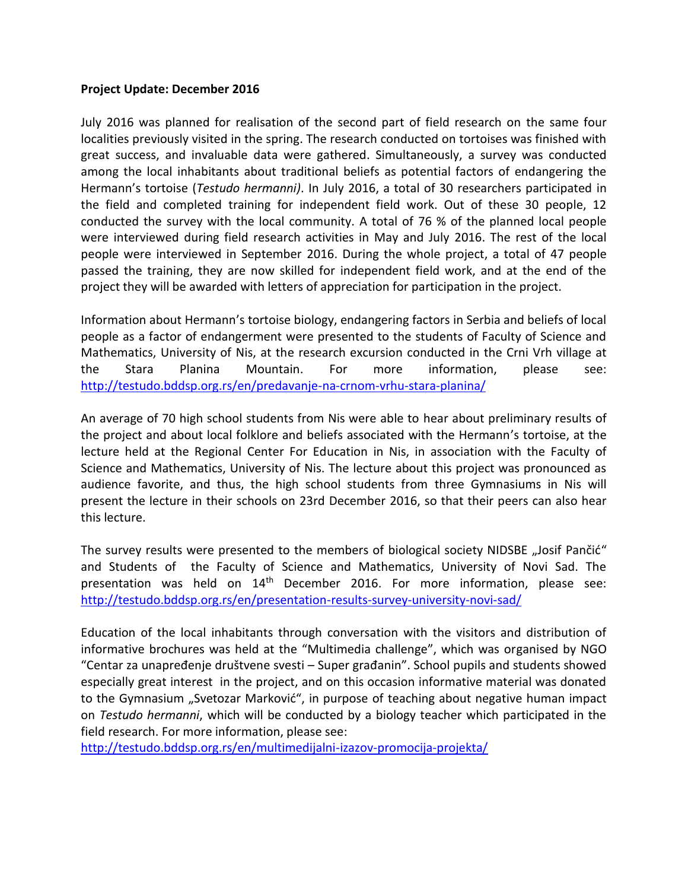**Project Update: December 2016**

July 2016 was planned for realisation of the second part of field research on the same four localities previously visited in the spring. The research conducted on tortoises was finished with great success, and invaluable data were gathered. Simultaneously, a survey was conducted among the local inhabitants about traditional beliefs as potential factors of endangering the Hermann's tortoise (*Testudo hermanni)*. In July 2016, a total of 30 researchers participated in the field and completed training for independent field work. Out of these 30 people, 12 conducted the survey with the local community. A total of 76 % of the planned local people were interviewed during field research activities in May and July 2016. The rest of the local people were interviewed in September 2016. During the whole project, a total of 47 people passed the training, they are now skilled for independent field work, and at the end of the project they will be awarded with letters of appreciation for participation in the project.

Information about Hermann's tortoise biology, endangering factors in Serbia and beliefs of local people as a factor of endangerment were presented to the students of Faculty of Science and Mathematics, University of Nis, at the research excursion conducted in the Crni Vrh village at the Stara Planina Mountain. For more information, please see: http://testudo.bddsp.org.rs/en/predavanje-na-crnom-vrhu-stara-planina/

An average of 70 high school students from Nis were able to hear about preliminary results of the project and about local folklore and beliefs associated with the Hermann's tortoise, at the lecture held at the Regional Center For Education in Nis, in association with the Faculty of Science and Mathematics, University of Nis. The lecture about this project was pronounced as audience favorite, and thus, the high school students from three Gymnasiums in Nis will present the lecture in their schools on 23rd December 2016, so that their peers can also hear this lecture.

The survey results were presented to the members of biological society NIDSBE „Josif Pančić" and Students of the Faculty of Science and Mathematics, University of Novi Sad. The presentation was held on 14th December 2016. For more information, please see: http://testudo.bddsp.org.rs/en/presentation-results-survey-university-novi-sad/

Education of the local inhabitants through conversation with the visitors and distribution of informative brochures was held at the "Multimedia challenge", which was organised by NGO "Centar za unapređenje društvene svesti – Super građanin". School pupils and students showed especially great interest in the project, and on this occasion informative material was donated to the Gymnasium „Svetozar Marković", in purpose of teaching about negative human impact on *Testudo hermanni*, which will be conducted by a biology teacher which participated in the field research. For more information, please see: http://testudo.bddsp.org.rs/en/multimedijalni-izazov-promocija-projekta/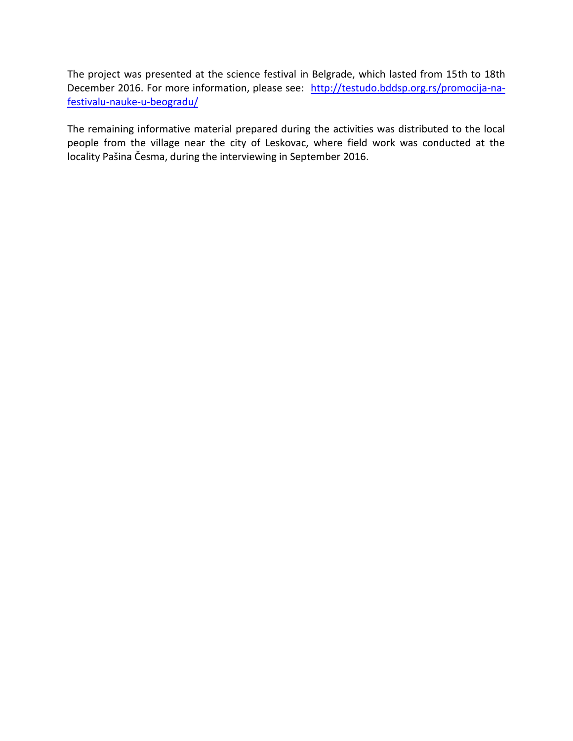The project was presented at the science festival in Belgrade, which lasted from 15th to 18th December 2016. For more information, please see: http://testudo.bddsp.org.rs/promocija-na-festivalu-nauke-u-beogradu/

The remaining informative material prepared during the activities was distributed to the local people from the village near the city of Leskovac, where field work was conducted at the locality Pašina Česma, during the interviewing in September 2016.